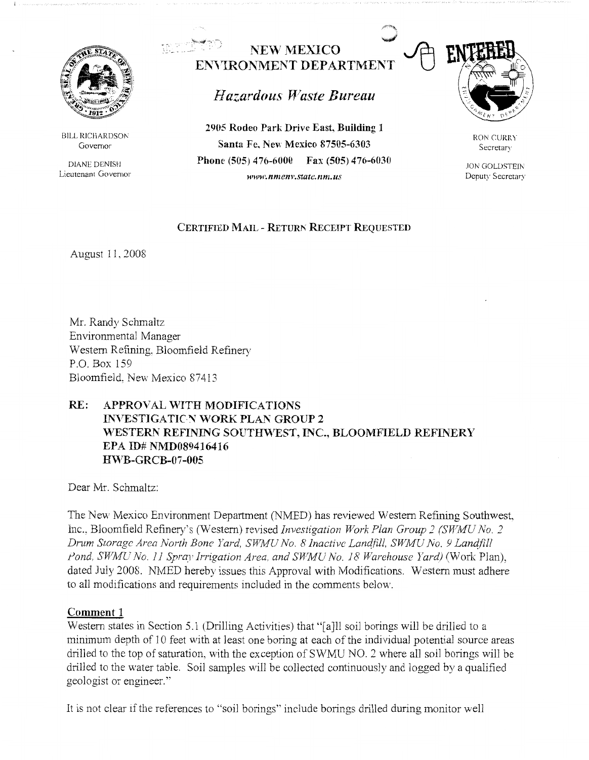BILL RICHARDSON
Governor

DIANE DENISH
Lieutenant Governor

# NEW MEXICO ENVIRONMENT DEPARTMENT

## *Hazardous Waste Bureau*

**2905 Rodeo Park Drive East, Building 1**
**Santa Fe, New Mexico 87505-6303**
**Phone (505) 476-6000 Fax (505) 476-6030**
*www.nmenv.state.nm.us*

ENTERED

RON CURRY
Secretary

JON GOLDSTEIN
Deputy Secretary

CERTIFIED MAIL - RETURN RECEIPT REQUESTED

August 11, 2008

Mr. Randy Schmaltz
Environmental Manager
Western Refining, Bloomfield Refinery
P.O. Box 159
Bloomfield, New Mexico 87413

**RE: APPROVAL WITH MODIFICATIONS**
**INVESTIGATION WORK PLAN GROUP 2**
**WESTERN REFINING SOUTHWEST, INC., BLOOMFIELD REFINERY**
**EPA ID# NMD089416416**
**HWB-GRCB-07-005**

Dear Mr. Schmaltz:

The New Mexico Environment Department (NMED) has reviewed Western Refining Southwest, Inc., Bloomfield Refinery's (Western) revised *Investigation Work Plan Group 2 (SWMU No. 2 Drum Storage Area North Bone Yard, SWMU No. 8 Inactive Landfill, SWMU No. 9 Landfill Pond, SWMU No. 11 Spray Irrigation Area, and SWMU No. 18 Warehouse Yard)* (Work Plan), dated July 2008. NMED hereby issues this Approval with Modifications. Western must adhere to all modifications and requirements included in the comments below.

**Comment 1**

Western states in Section 5.1 (Drilling Activities) that "[a]ll soil borings will be drilled to a minimum depth of 10 feet with at least one boring at each of the individual potential source areas drilled to the top of saturation, with the exception of SWMU NO. 2 where all soil borings will be drilled to the water table. Soil samples will be collected continuously and logged by a qualified geologist or engineer."

It is not clear if the references to "soil borings" include borings drilled during monitor well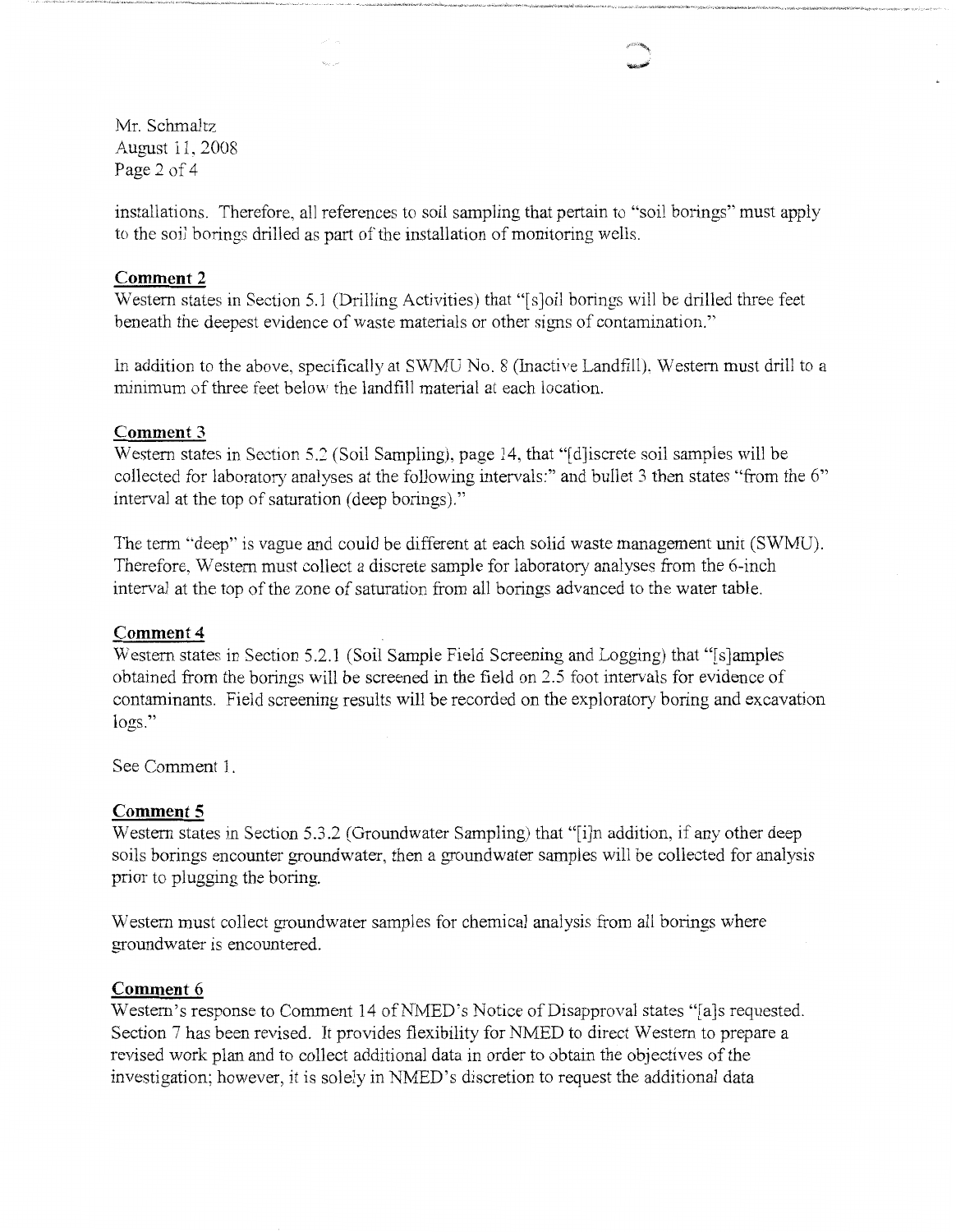installations. Therefore, all references to soil sampling that pertain to "soil borings" must apply to the soil borings drilled as part of the installation of monitoring wells.

**Comment 2**

Western states in Section 5.1 (Drilling Activities) that "[s]oil borings will be drilled three feet beneath the deepest evidence of waste materials or other signs of contamination."

In addition to the above, specifically at SWMU No. 8 (Inactive Landfill), Western must drill to a minimum of three feet below the landfill material at each location.

**Comment 3**

Western states in Section 5.2 (Soil Sampling), page 14, that "[d]iscrete soil samples will be collected for laboratory analyses at the following intervals:" and bullet 3 then states "from the 6" interval at the top of saturation (deep borings)."

The term "deep" is vague and could be different at each solid waste management unit (SWMU). Therefore, Western must collect a discrete sample for laboratory analyses from the 6-inch interval at the top of the zone of saturation from all borings advanced to the water table.

**Comment 4**

Western states in Section 5.2.1 (Soil Sample Field Screening and Logging) that "[s]amples obtained from the borings will be screened in the field on 2.5 foot intervals for evidence of contaminants. Field screening results will be recorded on the exploratory boring and excavation logs."

See Comment 1.

**Comment 5**

Western states in Section 5.3.2 (Groundwater Sampling) that "[i]n addition, if any other deep soils borings encounter groundwater, then a groundwater samples will be collected for analysis prior to plugging the boring.

Western must collect groundwater samples for chemical analysis from all borings where groundwater is encountered.

**Comment 6**

Western's response to Comment 14 of NMED's Notice of Disapproval states "[a]s requested. Section 7 has been revised. It provides flexibility for NMED to direct Western to prepare a revised work plan and to collect additional data in order to obtain the objectives of the investigation; however, it is solely in NMED's discretion to request the additional data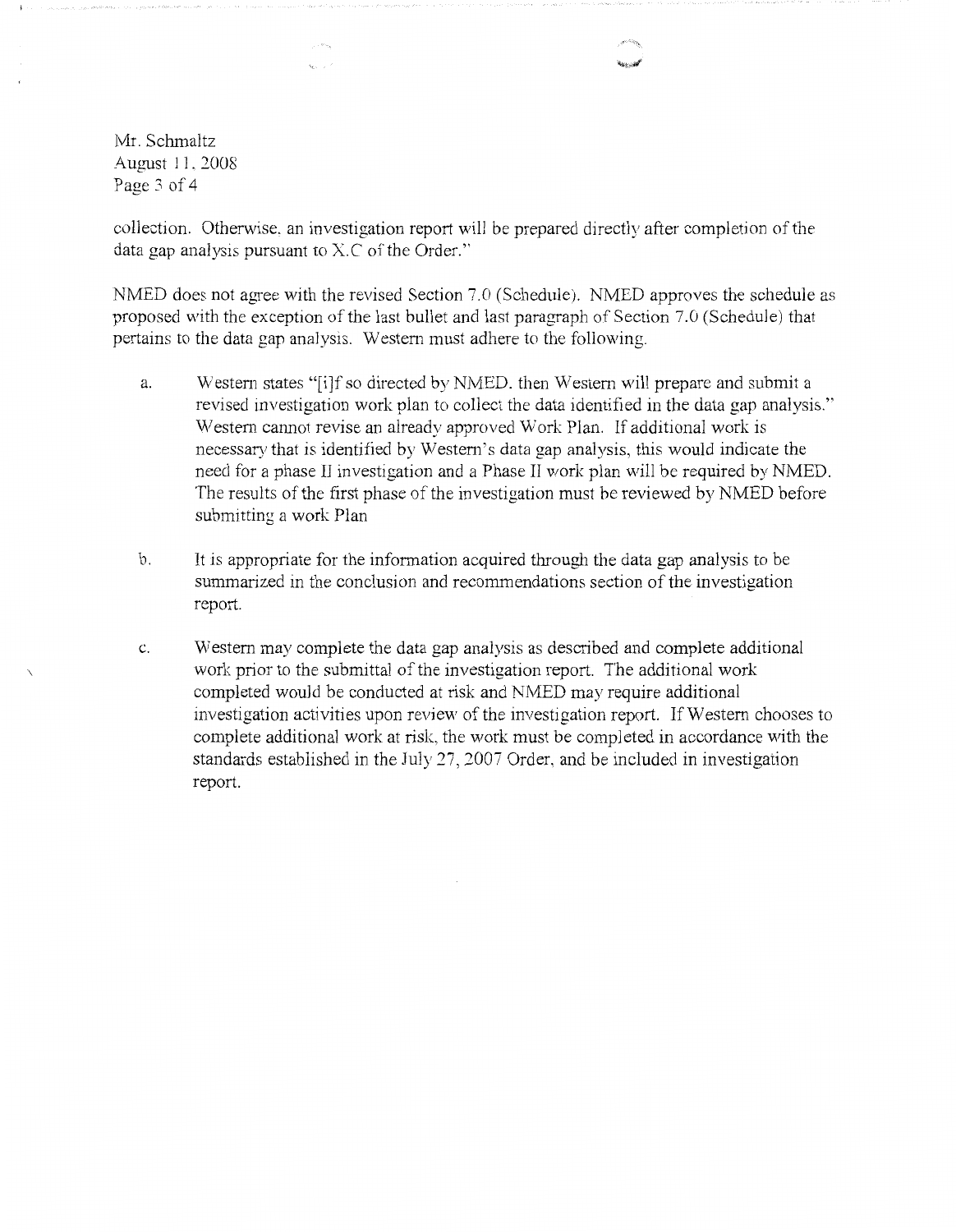collection. Otherwise, an investigation report will be prepared directly after completion of the data gap analysis pursuant to X.C of the Order."

NMED does not agree with the revised Section 7.0 (Schedule). NMED approves the schedule as proposed with the exception of the last bullet and last paragraph of Section 7.0 (Schedule) that pertains to the data gap analysis. Western must adhere to the following.

a. Western states "[i]f so directed by NMED, then Western will prepare and submit a revised investigation work plan to collect the data identified in the data gap analysis." Western cannot revise an already approved Work Plan. If additional work is necessary that is identified by Western's data gap analysis, this would indicate the need for a phase II investigation and a Phase II work plan will be required by NMED. The results of the first phase of the investigation must be reviewed by NMED before submitting a work Plan

b. It is appropriate for the information acquired through the data gap analysis to be summarized in the conclusion and recommendations section of the investigation report.

c. Western may complete the data gap analysis as described and complete additional work prior to the submittal of the investigation report. The additional work completed would be conducted at risk and NMED may require additional investigation activities upon review of the investigation report. If Western chooses to complete additional work at risk, the work must be completed in accordance with the standards established in the July 27, 2007 Order, and be included in investigation report.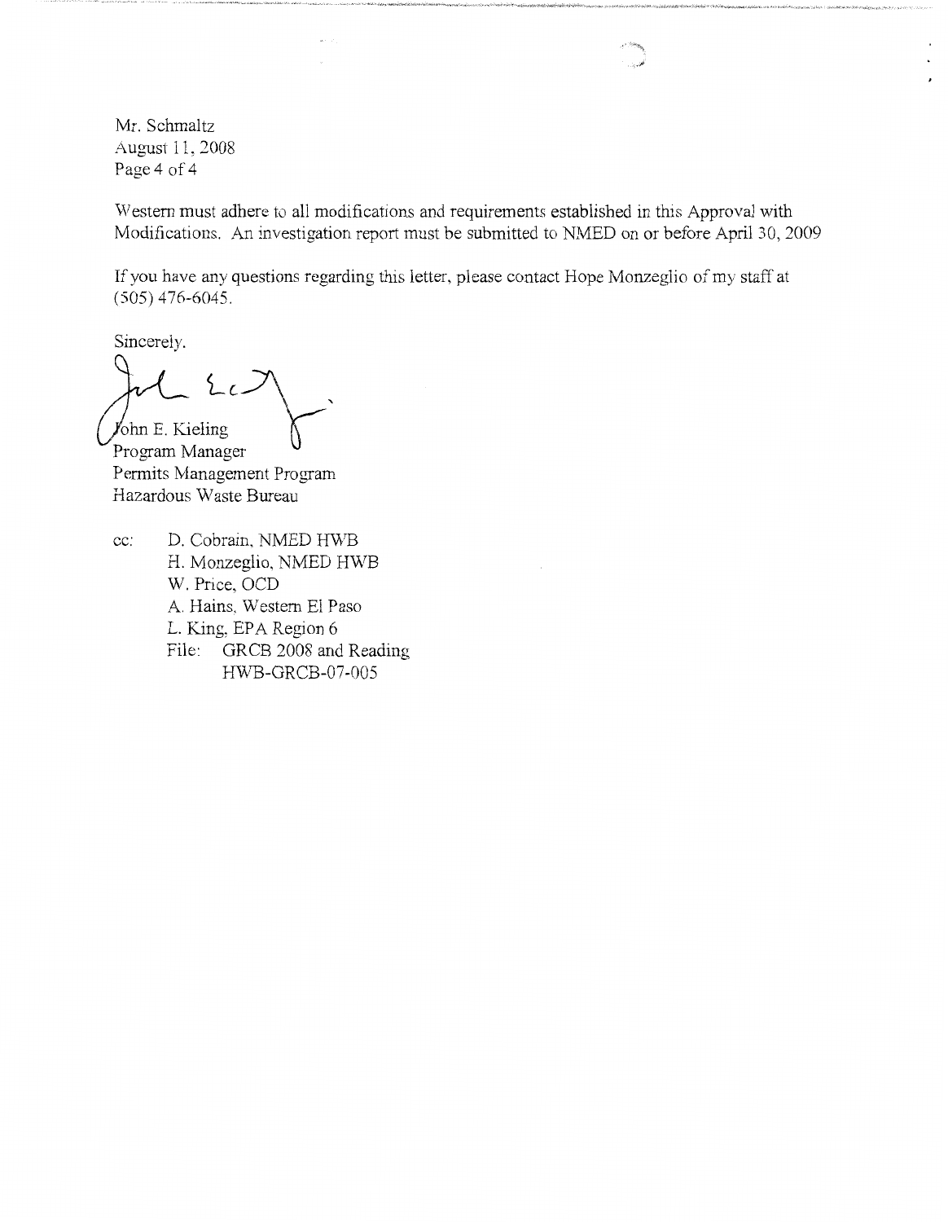Mr. Schmaltz
August 11, 2008

Western must adhere to all modifications and requirements established in this Approval with Modifications. An investigation report must be submitted to NMED on or before April 30, 2009

If you have any questions regarding this letter, please contact Hope Monzeglio of my staff at (505) 476-6045.

Sincerely,

John E. Kieling
Program Manager
Permits Management Program
Hazardous Waste Bureau

cc: D. Cobrain, NMED HWB
H. Monzeglio, NMED HWB
W. Price, OCD
A. Hains, Western El Paso
L. King, EPA Region 6
File: GRCB 2008 and Reading
HWB-GRCB-07-005